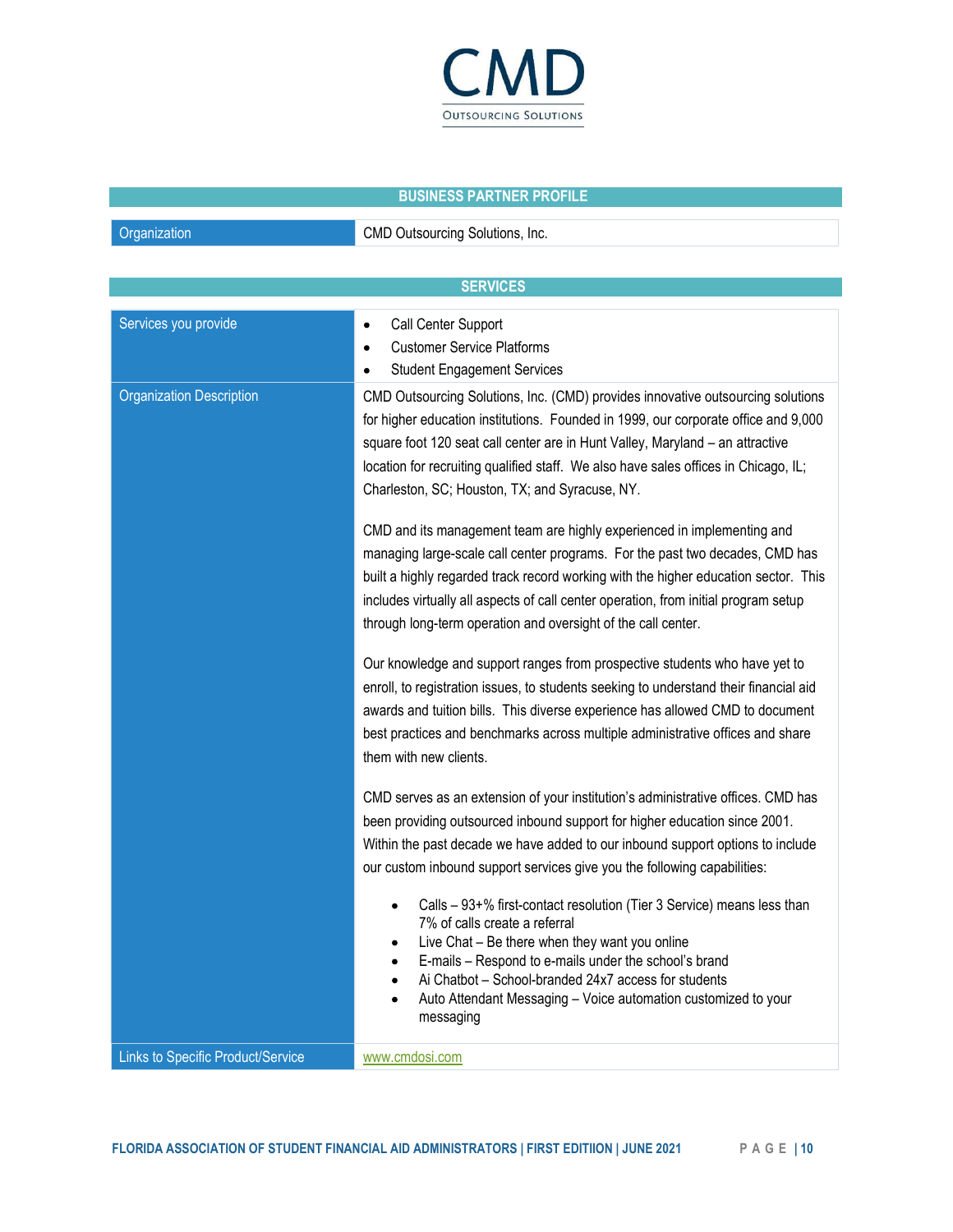# CMD

OUTSOURCING SOLUTIONS

## BUSINESS PARTNER PROFILE

| Organization | CMD Outsourcing Solutions, Inc. |
|---|---|

## SERVICES

| | |
|---|---|
| Services you provide | • Call Center Support<br>• Customer Service Platforms<br>• Student Engagement Services |
| Organization Description | CMD Outsourcing Solutions, Inc. (CMD) provides innovative outsourcing solutions for higher education institutions. Founded in 1999, our corporate office and 9,000 square foot 120 seat call center are in Hunt Valley, Maryland – an attractive location for recruiting qualified staff. We also have sales offices in Chicago, IL; Charleston, SC; Houston, TX; and Syracuse, NY.<br><br>CMD and its management team are highly experienced in implementing and managing large-scale call center programs. For the past two decades, CMD has built a highly regarded track record working with the higher education sector. This includes virtually all aspects of call center operation, from initial program setup through long-term operation and oversight of the call center.<br><br>Our knowledge and support ranges from prospective students who have yet to enroll, to registration issues, to students seeking to understand their financial aid awards and tuition bills. This diverse experience has allowed CMD to document best practices and benchmarks across multiple administrative offices and share them with new clients.<br><br>CMD serves as an extension of your institution's administrative offices. CMD has been providing outsourced inbound support for higher education since 2001. Within the past decade we have added to our inbound support options to include our custom inbound support services give you the following capabilities:<br><br>• Calls – 93+% first-contact resolution (Tier 3 Service) means less than 7% of calls create a referral<br>• Live Chat – Be there when they want you online<br>• E-mails – Respond to e-mails under the school's brand<br>• Ai Chatbot – School-branded 24x7 access for students<br>• Auto Attendant Messaging – Voice automation customized to your messaging |
| Links to Specific Product/Service | www.cmdosi.com |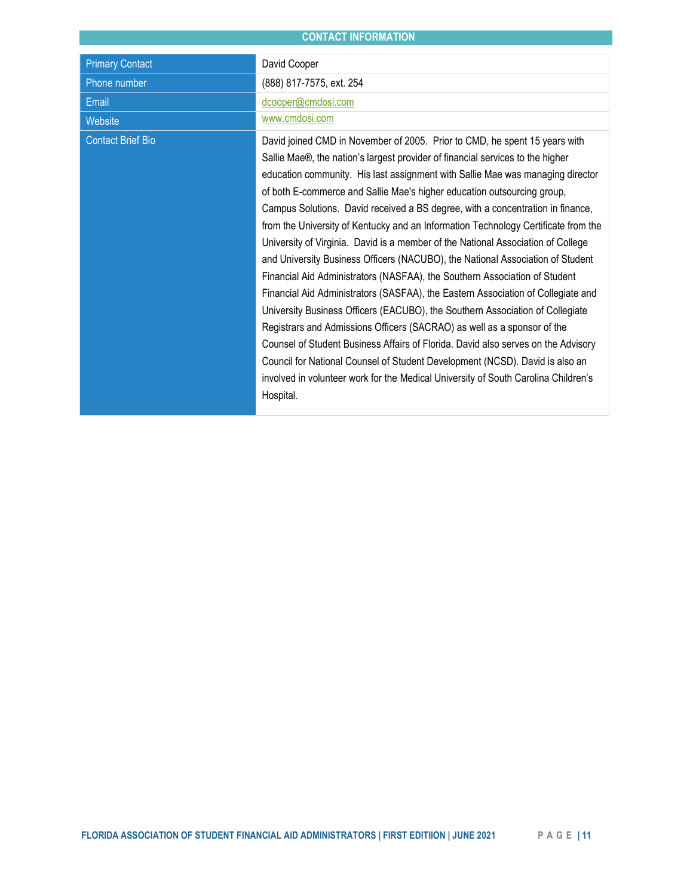## CONTACT INFORMATION

| | |
|---|---|
| Primary Contact | David Cooper |
| Phone number | (888) 817-7575, ext. 254 |
| Email | dcooper@cmdosi.com |
| Website | www.cmdosi.com |
| Contact Brief Bio | David joined CMD in November of 2005. Prior to CMD, he spent 15 years with Sallie Mae®, the nation's largest provider of financial services to the higher education community. His last assignment with Sallie Mae was managing director of both E-commerce and Sallie Mae's higher education outsourcing group, Campus Solutions. David received a BS degree, with a concentration in finance, from the University of Kentucky and an Information Technology Certificate from the University of Virginia. David is a member of the National Association of College and University Business Officers (NACUBO), the National Association of Student Financial Aid Administrators (NASFAA), the Southern Association of Student Financial Aid Administrators (SASFAA), the Eastern Association of Collegiate and University Business Officers (EACUBO), the Southern Association of Collegiate Registrars and Admissions Officers (SACRAO) as well as a sponsor of the Counsel of Student Business Affairs of Florida. David also serves on the Advisory Council for National Counsel of Student Development (NCSD). David is also an involved in volunteer work for the Medical University of South Carolina Children's Hospital. |